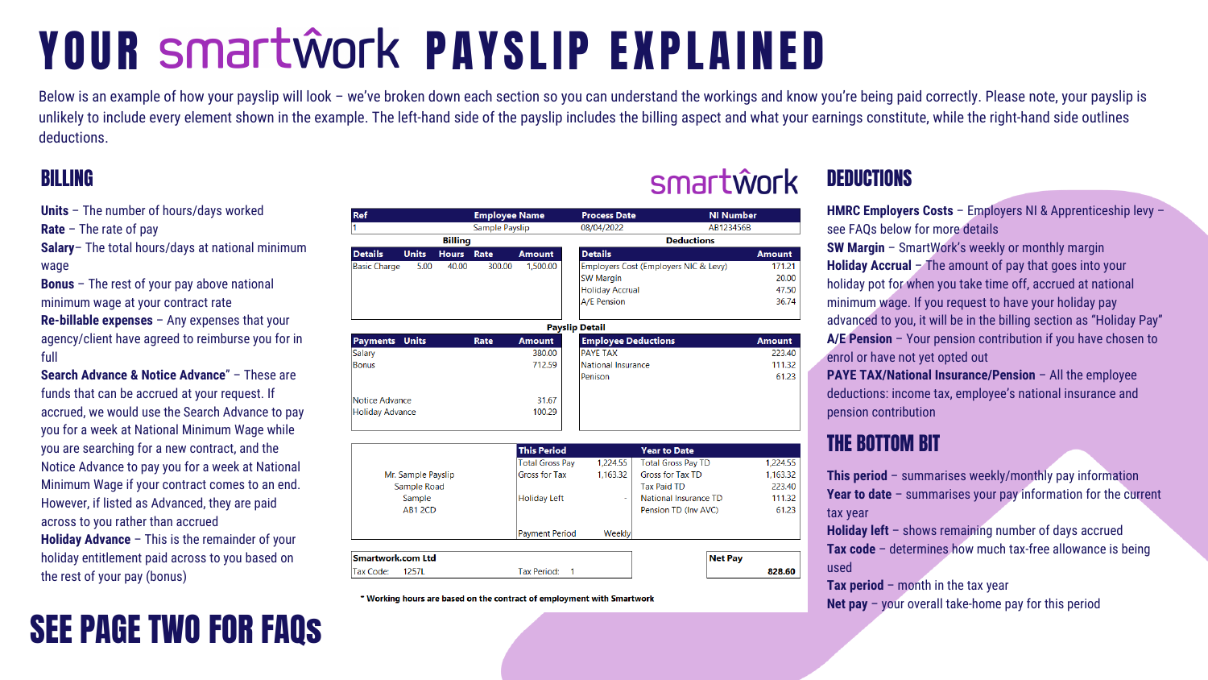# YOUR smartwork PAYSLIP EXPLAINED

Below is an example of how your payslip will look – we've broken down each section so you can understand the workings and know you're being paid correctly. Please note, your payslip is unlikely to include every element shown in the example. The left-hand side of the payslip includes the billing aspect and what your earnings constitute, while the right-hand side outlines deductions.

## BILLING

**Units** – The number of hours/days worked

**Rate** – The rate of pay

**Salary**– The total hours/days at national minimum wage

**Bonus** – The rest of your pay above national minimum wage at your contract rate

**Re-billable expenses** – Any expenses that your agency/client have agreed to reimburse you for in full

**Search Advance & Notice Advance**" – These are funds that can be accrued at your request. If accrued, we would use the Search Advance to pay you for a week at National Minimum Wage while you are searching for a new contract, and the Notice Advance to pay you for a week at National Minimum Wage if your contract comes to an end. However, if listed as Advanced, they are paid across to you rather than accrued

**Holiday Advance** – This is the remainder of your holiday entitlement paid across to you based on the rest of your pay (bonus)

## SEE PAGE TWO FOR FAQs

smartwork

| Ref | Employee Name | Process Date | NI Number |
|---|---|---|---|
| 1 | Sample Payslip | 08/04/2022 | AB123456B |

**Billing**

| Details | Units | Hours | Rate | Amount |
|---|---|---|---|---|
| Basic Charge | 5.00 | 40.00 | 300.00 | 1,500.00 |

**Deductions**

| Details | Amount |
|---|---|
| Employers Cost (Employers NIC & Levy) | 171.21 |
| SW Margin | 20.00 |
| Holiday Accrual | 47.50 |
| A/E Pension | 36.74 |

**Payslip Detail**

| Payments | Units | Rate | Amount |
|---|---|---|---|
| Salary | | | 380.00 |
| Bonus | | | 712.59 |
| Notice Advance | | | 31.67 |
| Holiday Advance | | | 100.29 |

| Employee Deductions | Amount |
|---|---|
| PAYE TAX | 223.40 |
| National Insurance | 111.32 |
| Penison | 61.23 |

Mr. Sample Payslip
Sample Road
Sample
AB1 2CD

| This Period | | Year to Date | |
|---|---|---|---|
| Total Gross Pay | 1,224.55 | Total Gross Pay TD | 1,224.55 |
| Gross for Tax | 1,163.32 | Gross for Tax TD | 1,163.32 |
| | | Tax Paid TD | 223.40 |
| Holiday Left | - | National Insurance TD | 111.32 |
| | | Pension TD (Inv AVC) | 61.23 |
| Payment Period | Weekly | | |

Smartwork.com Ltd
Tax Code: 1257L    Tax Period: 1

**Net Pay** 828.60

\* Working hours are based on the contract of employment with Smartwork

## DEDUCTIONS

**HMRC Employers Costs** – Employers NI & Apprenticeship levy – see FAQs below for more details

**SW Margin** – SmartWork's weekly or monthly margin

**Holiday Accrual** – The amount of pay that goes into your holiday pot for when you take time off, accrued at national minimum wage. If you request to have your holiday pay advanced to you, it will be in the billing section as "Holiday Pay"

**A/E Pension** – Your pension contribution if you have chosen to enrol or have not yet opted out

**PAYE TAX/National Insurance/Pension** – All the employee deductions: income tax, employee's national insurance and pension contribution

## THE BOTTOM BIT

**This period** – summarises weekly/monthly pay information

**Year to date** – summarises your pay information for the current tax year

**Holiday left** – shows remaining number of days accrued

**Tax code** – determines how much tax-free allowance is being used

**Tax period** – month in the tax year

**Net pay** – your overall take-home pay for this period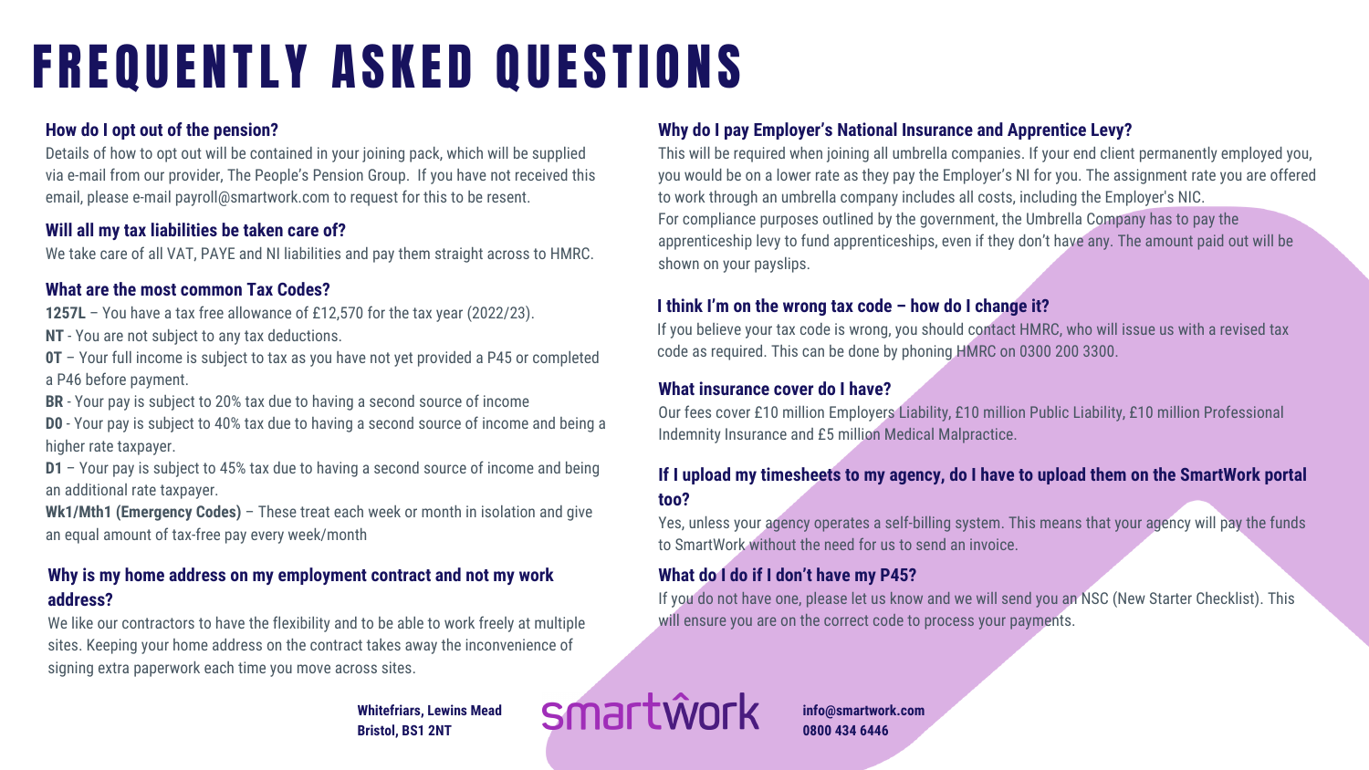# FREQUENTLY ASKED QUESTIONS

### How do I opt out of the pension?

Details of how to opt out will be contained in your joining pack, which will be supplied via e-mail from our provider, The People's Pension Group. If you have not received this email, please e-mail payroll@smartwork.com to request for this to be resent.

### Will all my tax liabilities be taken care of?

We take care of all VAT, PAYE and NI liabilities and pay them straight across to HMRC.

### What are the most common Tax Codes?

**1257L** – You have a tax free allowance of £12,570 for the tax year (2022/23).

**NT** - You are not subject to any tax deductions.

**0T** – Your full income is subject to tax as you have not yet provided a P45 or completed a P46 before payment.

**BR** - Your pay is subject to 20% tax due to having a second source of income

**D0** - Your pay is subject to 40% tax due to having a second source of income and being a higher rate taxpayer.

**D1** – Your pay is subject to 45% tax due to having a second source of income and being an additional rate taxpayer.

**Wk1/Mth1 (Emergency Codes)** – These treat each week or month in isolation and give an equal amount of tax-free pay every week/month

### Why is my home address on my employment contract and not my work address?

We like our contractors to have the flexibility and to be able to work freely at multiple sites. Keeping your home address on the contract takes away the inconvenience of signing extra paperwork each time you move across sites.

### Why do I pay Employer's National Insurance and Apprentice Levy?

This will be required when joining all umbrella companies. If your end client permanently employed you, you would be on a lower rate as they pay the Employer's NI for you. The assignment rate you are offered to work through an umbrella company includes all costs, including the Employer's NIC.
For compliance purposes outlined by the government, the Umbrella Company has to pay the apprenticeship levy to fund apprenticeships, even if they don't have any. The amount paid out will be shown on your payslips.

### I think I'm on the wrong tax code – how do I change it?

If you believe your tax code is wrong, you should contact HMRC, who will issue us with a revised tax code as required. This can be done by phoning HMRC on 0300 200 3300.

### What insurance cover do I have?

Our fees cover £10 million Employers Liability, £10 million Public Liability, £10 million Professional Indemnity Insurance and £5 million Medical Malpractice.

### If I upload my timesheets to my agency, do I have to upload them on the SmartWork portal too?

Yes, unless your agency operates a self-billing system. This means that your agency will pay the funds to SmartWork without the need for us to send an invoice.

### What do I do if I don't have my P45?

If you do not have one, please let us know and we will send you an NSC (New Starter Checklist). This will ensure you are on the correct code to process your payments.

**Whitefriars, Lewins Mead**
**Bristol, BS1 2NT**

smartwork

**info@smartwork.com**
**0800 434 6446**